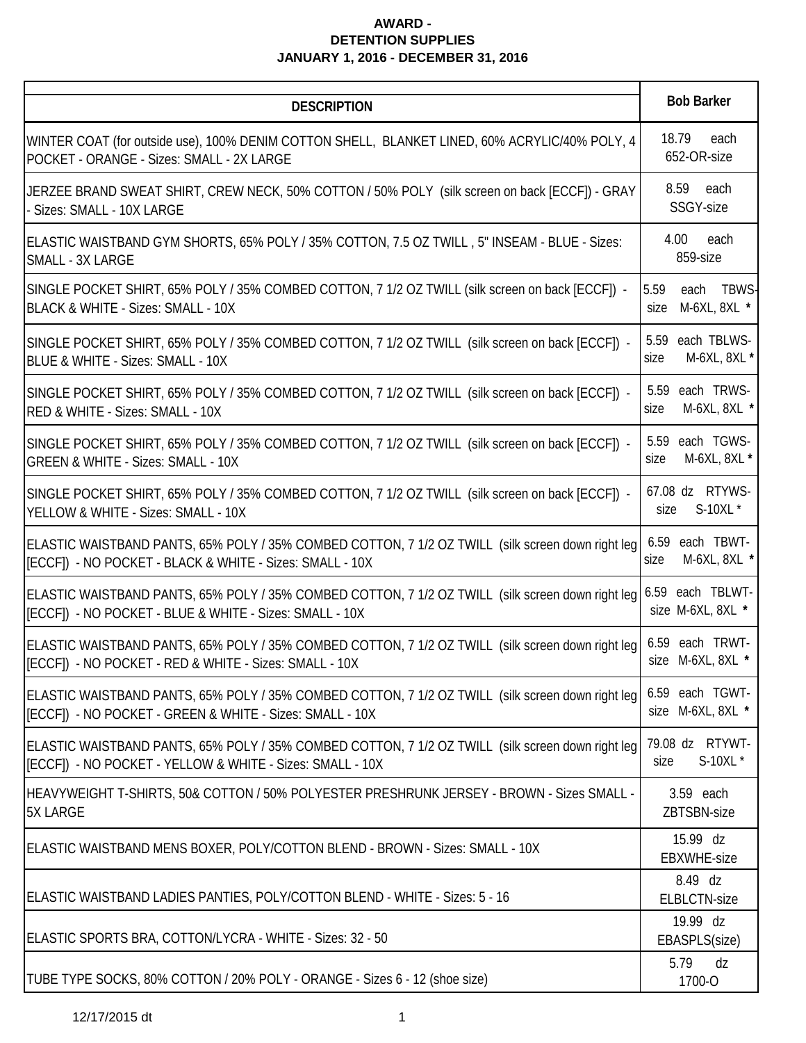**AWARD -**
**DETENTION SUPPLIES**
**JANUARY 1, 2016 - DECEMBER 31, 2016**

| DESCRIPTION | Bob Barker |
|---|---|
| WINTER COAT (for outside use), 100% DENIM COTTON SHELL, BLANKET LINED, 60% ACRYLIC/40% POLY, 4 POCKET - ORANGE - Sizes: SMALL - 2X LARGE | 18.79 each 652-OR-size |
| JERZEE BRAND SWEAT SHIRT, CREW NECK, 50% COTTON / 50% POLY (silk screen on back [ECCF]) - GRAY - Sizes: SMALL - 10X LARGE | 8.59 each SSGY-size |
| ELASTIC WAISTBAND GYM SHORTS, 65% POLY / 35% COTTON, 7.5 OZ TWILL , 5" INSEAM - BLUE - Sizes: SMALL - 3X LARGE | 4.00 each 859-size |
| SINGLE POCKET SHIRT, 65% POLY / 35% COMBED COTTON, 7 1/2 OZ TWILL (silk screen on back [ECCF]) - BLACK & WHITE - Sizes: SMALL - 10X | 5.59 each TBWS-size M-6XL, 8XL * |
| SINGLE POCKET SHIRT, 65% POLY / 35% COMBED COTTON, 7 1/2 OZ TWILL (silk screen on back [ECCF]) - BLUE & WHITE - Sizes: SMALL - 10X | 5.59 each TBLWS-size M-6XL, 8XL * |
| SINGLE POCKET SHIRT, 65% POLY / 35% COMBED COTTON, 7 1/2 OZ TWILL (silk screen on back [ECCF]) - RED & WHITE - Sizes: SMALL - 10X | 5.59 each TRWS-size M-6XL, 8XL * |
| SINGLE POCKET SHIRT, 65% POLY / 35% COMBED COTTON, 7 1/2 OZ TWILL (silk screen on back [ECCF]) - GREEN & WHITE - Sizes: SMALL - 10X | 5.59 each TGWS-size M-6XL, 8XL * |
| SINGLE POCKET SHIRT, 65% POLY / 35% COMBED COTTON, 7 1/2 OZ TWILL (silk screen on back [ECCF]) - YELLOW & WHITE - Sizes: SMALL - 10X | 67.08 dz RTYWS-size S-10XL * |
| ELASTIC WAISTBAND PANTS, 65% POLY / 35% COMBED COTTON, 7 1/2 OZ TWILL (silk screen down right leg [ECCF]) - NO POCKET - BLACK & WHITE - Sizes: SMALL - 10X | 6.59 each TBWT-size M-6XL, 8XL * |
| ELASTIC WAISTBAND PANTS, 65% POLY / 35% COMBED COTTON, 7 1/2 OZ TWILL (silk screen down right leg [ECCF]) - NO POCKET - BLUE & WHITE - Sizes: SMALL - 10X | 6.59 each TBLWT-size M-6XL, 8XL * |
| ELASTIC WAISTBAND PANTS, 65% POLY / 35% COMBED COTTON, 7 1/2 OZ TWILL (silk screen down right leg [ECCF]) - NO POCKET - RED & WHITE - Sizes: SMALL - 10X | 6.59 each TRWT-size M-6XL, 8XL * |
| ELASTIC WAISTBAND PANTS, 65% POLY / 35% COMBED COTTON, 7 1/2 OZ TWILL (silk screen down right leg [ECCF]) - NO POCKET - GREEN & WHITE - Sizes: SMALL - 10X | 6.59 each TGWT-size M-6XL, 8XL * |
| ELASTIC WAISTBAND PANTS, 65% POLY / 35% COMBED COTTON, 7 1/2 OZ TWILL (silk screen down right leg [ECCF]) - NO POCKET - YELLOW & WHITE - Sizes: SMALL - 10X | 79.08 dz RTYWT-size S-10XL * |
| HEAVYWEIGHT T-SHIRTS, 50& COTTON / 50% POLYESTER PRESHRUNK JERSEY - BROWN - Sizes SMALL - 5X LARGE | 3.59 each ZBTSBN-size |
| ELASTIC WAISTBAND MENS BOXER, POLY/COTTON BLEND - BROWN - Sizes: SMALL - 10X | 15.99 dz EBXWHE-size |
| ELASTIC WAISTBAND LADIES PANTIES, POLY/COTTON BLEND - WHITE - Sizes: 5 - 16 | 8.49 dz ELBLCTN-size |
| ELASTIC SPORTS BRA, COTTON/LYCRA - WHITE - Sizes: 32 - 50 | 19.99 dz EBASPLS(size) |
| TUBE TYPE SOCKS, 80% COTTON / 20% POLY - ORANGE - Sizes 6 - 12 (shoe size) | 5.79 dz 1700-O |

12/17/2015 dt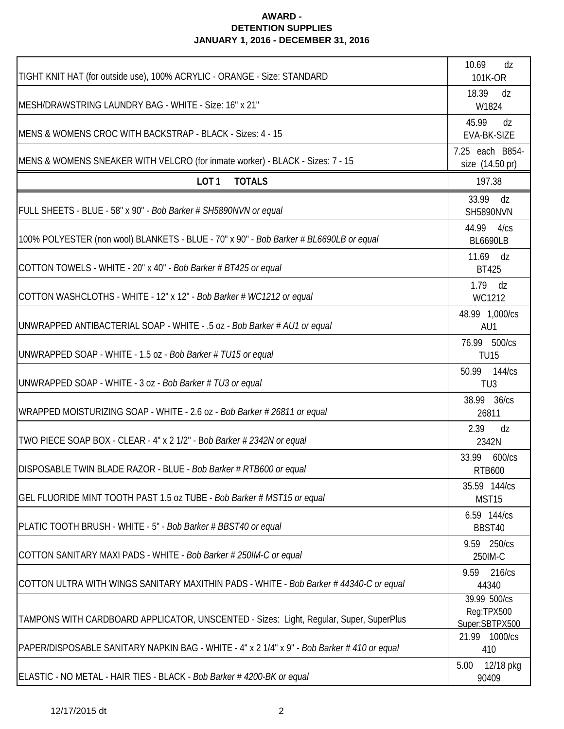**AWARD -**
**DETENTION SUPPLIES**
**JANUARY 1, 2016 - DECEMBER 31, 2016**

| | |
|---|---|
| TIGHT KNIT HAT (for outside use), 100% ACRYLIC - ORANGE - Size: STANDARD | 10.69 dz 101K-OR |
| MESH/DRAWSTRING LAUNDRY BAG - WHITE - Size: 16" x 21" | 18.39 dz W1824 |
| MENS & WOMENS CROC WITH BACKSTRAP - BLACK - Sizes: 4 - 15 | 45.99 dz EVA-BK-SIZE |
| MENS & WOMENS SNEAKER WITH VELCRO (for inmate worker) - BLACK - Sizes: 7 - 15 | 7.25 each B854-size (14.50 pr) |
| **LOT 1 TOTALS** | 197.38 |
| FULL SHEETS - BLUE - 58" x 90" - *Bob Barker # SH5890NVN or equal* | 33.99 dz SH5890NVN |
| 100% POLYESTER (non wool) BLANKETS - BLUE - 70" x 90" - *Bob Barker # BL6690LB or equal* | 44.99 4/cs BL6690LB |
| COTTON TOWELS - WHITE - 20" x 40" - *Bob Barker # BT425 or equal* | 11.69 dz BT425 |
| COTTON WASHCLOTHS - WHITE - 12" x 12" - *Bob Barker # WC1212 or equal* | 1.79 dz WC1212 |
| UNWRAPPED ANTIBACTERIAL SOAP - WHITE - .5 oz - *Bob Barker # AU1 or equal* | 48.99 1,000/cs AU1 |
| UNWRAPPED SOAP - WHITE - 1.5 oz - *Bob Barker # TU15 or equal* | 76.99 500/cs TU15 |
| UNWRAPPED SOAP - WHITE - 3 oz - *Bob Barker # TU3 or equal* | 50.99 144/cs TU3 |
| WRAPPED MOISTURIZING SOAP - WHITE - 2.6 oz - *Bob Barker # 26811 or equal* | 38.99 36/cs 26811 |
| TWO PIECE SOAP BOX - CLEAR - 4" x 2 1/2" - *Bob Barker # 2342N or equal* | 2.39 dz 2342N |
| DISPOSABLE TWIN BLADE RAZOR - BLUE - *Bob Barker # RTB600 or equal* | 33.99 600/cs RTB600 |
| GEL FLUORIDE MINT TOOTH PAST 1.5 oz TUBE - *Bob Barker # MST15 or equal* | 35.59 144/cs MST15 |
| PLATIC TOOTH BRUSH - WHITE - 5" - *Bob Barker # BBST40 or equal* | 6.59 144/cs BBST40 |
| COTTON SANITARY MAXI PADS - WHITE - *Bob Barker # 250IM-C or equal* | 9.59 250/cs 250IM-C |
| COTTON ULTRA WITH WINGS SANITARY MAXITHIN PADS - WHITE - *Bob Barker # 44340-C or equal* | 9.59 216/cs 44340 |
| TAMPONS WITH CARDBOARD APPLICATOR, UNSCENTED - Sizes: Light, Regular, Super, SuperPlus | 39.99 500/cs Reg:TPX500 Super:SBTPX500 |
| PAPER/DISPOSABLE SANITARY NAPKIN BAG - WHITE - 4" x 2 1/4" x 9" - *Bob Barker # 410 or equal* | 21.99 1000/cs 410 |
| ELASTIC - NO METAL - HAIR TIES - BLACK - *Bob Barker # 4200-BK or equal* | 5.00 12/18 pkg 90409 |

12/17/2015 dt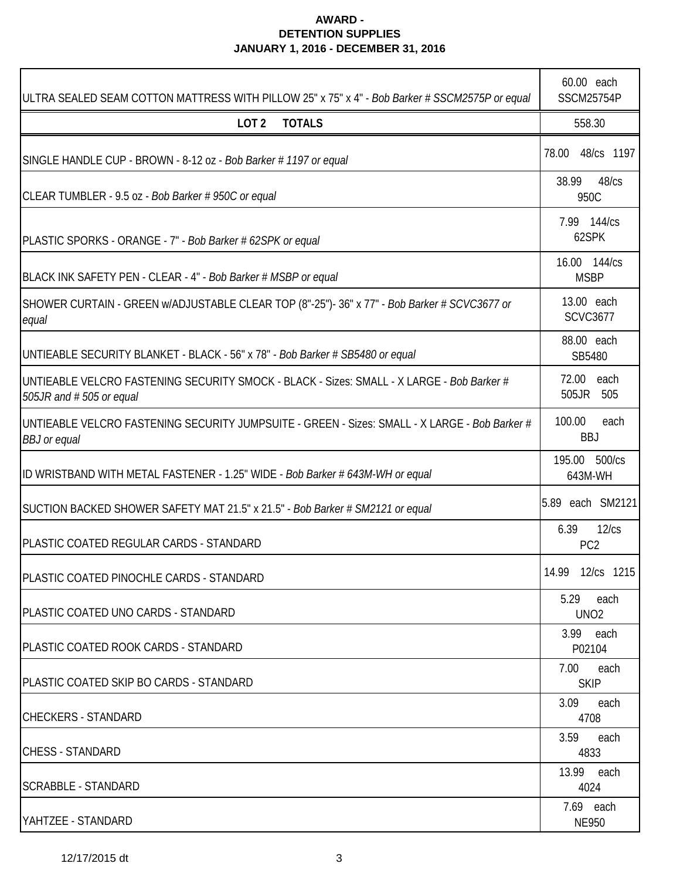**AWARD -**
**DETENTION SUPPLIES**
**JANUARY 1, 2016 - DECEMBER 31, 2016**

| | |
|---|---|
| ULTRA SEALED SEAM COTTON MATTRESS WITH PILLOW 25" x 75" x 4" - *Bob Barker # SSCM2575P or equal* | 60.00 each SSCM25754P |
| **LOT 2 TOTALS** | 558.30 |
| SINGLE HANDLE CUP - BROWN - 8-12 oz - *Bob Barker # 1197 or equal* | 78.00 48/cs 1197 |
| CLEAR TUMBLER - 9.5 oz - *Bob Barker # 950C or equal* | 38.99 48/cs 950C |
| PLASTIC SPORKS - ORANGE - 7" - *Bob Barker # 62SPK or equal* | 7.99 144/cs 62SPK |
| BLACK INK SAFETY PEN - CLEAR - 4" - *Bob Barker # MSBP or equal* | 16.00 144/cs MSBP |
| SHOWER CURTAIN - GREEN w/ADJUSTABLE CLEAR TOP (8"-25")- 36" x 77" - *Bob Barker # SCVC3677 or equal* | 13.00 each SCVC3677 |
| UNTIEABLE SECURITY BLANKET - BLACK - 56" x 78" - *Bob Barker # SB5480 or equal* | 88.00 each SB5480 |
| UNTIEABLE VELCRO FASTENING SECURITY SMOCK - BLACK - Sizes: SMALL - X LARGE - *Bob Barker # 505JR and # 505 or equal* | 72.00 each 505JR 505 |
| UNTIEABLE VELCRO FASTENING SECURITY JUMPSUITE - GREEN - Sizes: SMALL - X LARGE - *Bob Barker # BBJ or equal* | 100.00 each BBJ |
| ID WRISTBAND WITH METAL FASTENER - 1.25" WIDE - *Bob Barker # 643M-WH or equal* | 195.00 500/cs 643M-WH |
| SUCTION BACKED SHOWER SAFETY MAT 21.5" x 21.5" - *Bob Barker # SM2121 or equal* | 5.89 each SM2121 |
| PLASTIC COATED REGULAR CARDS - STANDARD | 6.39 12/cs PC2 |
| PLASTIC COATED PINOCHLE CARDS - STANDARD | 14.99 12/cs 1215 |
| PLASTIC COATED UNO CARDS - STANDARD | 5.29 each UNO2 |
| PLASTIC COATED ROOK CARDS - STANDARD | 3.99 each P02104 |
| PLASTIC COATED SKIP BO CARDS - STANDARD | 7.00 each SKIP |
| CHECKERS - STANDARD | 3.09 each 4708 |
| CHESS - STANDARD | 3.59 each 4833 |
| SCRABBLE - STANDARD | 13.99 each 4024 |
| YAHTZEE - STANDARD | 7.69 each NE950 |

12/17/2015 dt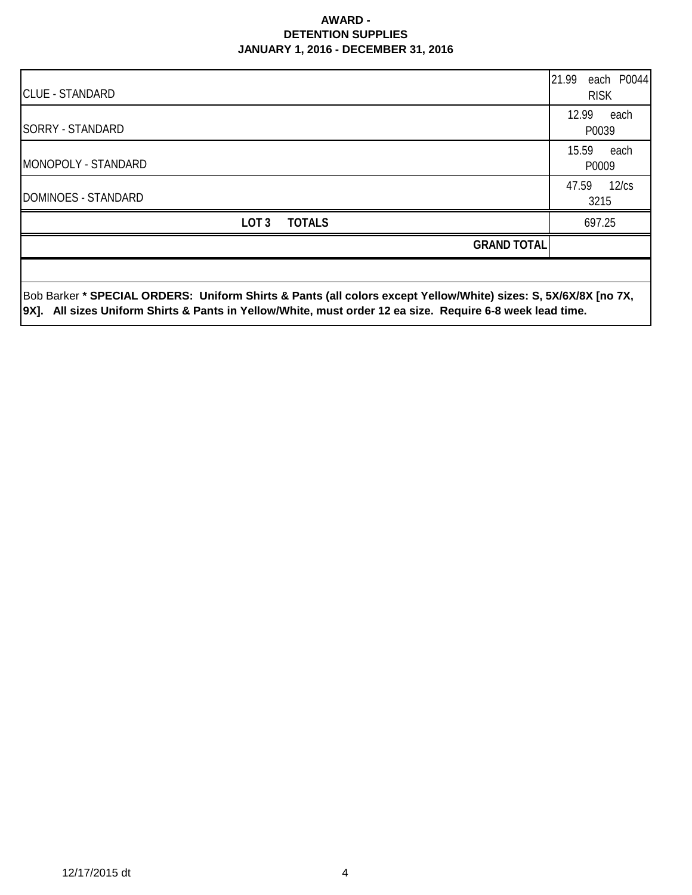**AWARD -**
**DETENTION SUPPLIES**
**JANUARY 1, 2016 - DECEMBER 31, 2016**

| | |
|---|---|
| CLUE - STANDARD | 21.99 each P0044 RISK |
| SORRY - STANDARD | 12.99 each P0039 |
| MONOPOLY - STANDARD | 15.59 each P0009 |
| DOMINOES - STANDARD | 47.59 12/cs 3215 |
| **LOT 3 TOTALS** | 697.25 |
| **GRAND TOTAL** | |
| | |

Bob Barker **\* SPECIAL ORDERS: Uniform Shirts & Pants (all colors except Yellow/White) sizes: S, 5X/6X/8X [no 7X, 9X]. All sizes Uniform Shirts & Pants in Yellow/White, must order 12 ea size. Require 6-8 week lead time.**

12/17/2015 dt